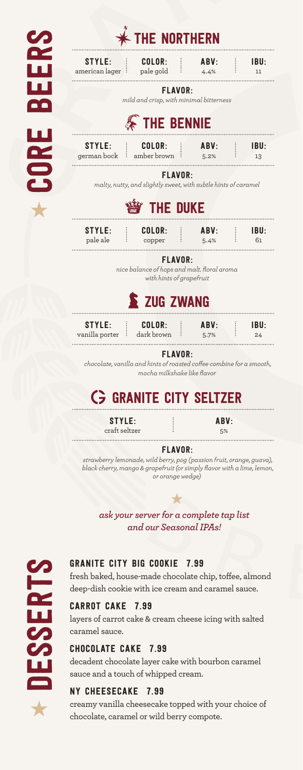# CORE BEERS

## THE NORTHERN

| STYLE: | COLOR: | ABV: | IBU: |
|---|---|---|---|
| american lager | pale gold | 4.4% | 11 |

**FLAVOR:**
*mild and crisp, with minimal bitterness*

## THE BENNIE

| STYLE: | COLOR: | ABV: | IBU: |
|---|---|---|---|
| german bock | amber brown | 5.2% | 13 |

**FLAVOR:**
*malty, nutty, and slightly sweet, with subtle hints of caramel*

## THE DUKE

| STYLE: | COLOR: | ABV: | IBU: |
|---|---|---|---|
| pale ale | copper | 5.4% | 61 |

**FLAVOR:**
*nice balance of hops and malt. floral aroma with hints of grapefruit*

## ZUG ZWANG

| STYLE: | COLOR: | ABV: | IBU: |
|---|---|---|---|
| vanilla porter | dark brown | 5.7% | 24 |

**FLAVOR:**
*chocolate, vanilla and hints of roasted coffee combine for a smooth, mocha milkshake like flavor*

## GRANITE CITY SELTZER

| STYLE: | ABV: |
|---|---|
| craft seltzer | 5% |

**FLAVOR:**
*strawberry lemonade, wild berry, pog (passion fruit, orange, guava), black cherry, mango & grapefruit (or simply flavor with a lime, lemon, or orange wedge)*

*ask your server for a complete tap list and our Seasonal IPAs!*

# DESSERTS

### GRANITE CITY BIG COOKIE 7.99
fresh baked, house-made chocolate chip, toffee, almond deep-dish cookie with ice cream and caramel sauce.

### CARROT CAKE 7.99
layers of carrot cake & cream cheese icing with salted caramel sauce.

### CHOCOLATE CAKE 7.99
decadent chocolate layer cake with bourbon caramel sauce and a touch of whipped cream.

### NY CHEESECAKE 7.99
creamy vanilla cheesecake topped with your choice of chocolate, caramel or wild berry compote.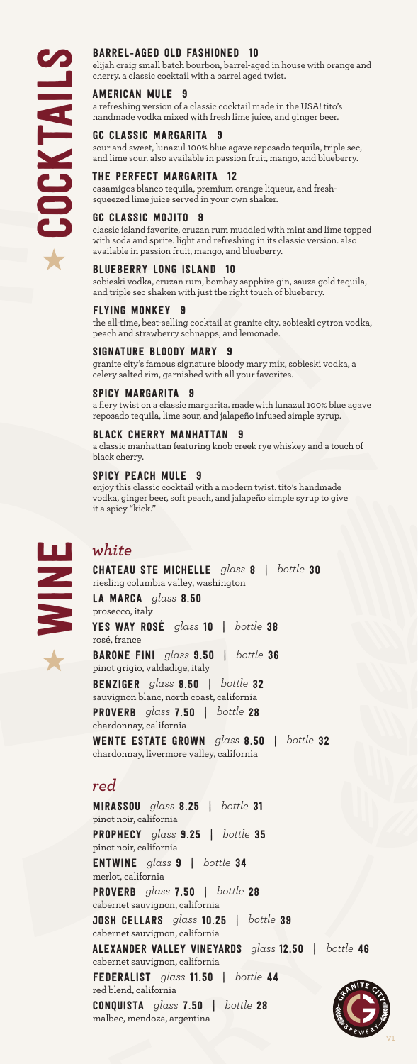# ★ COCKTAILS

### BARREL-AGED OLD FASHIONED 10

elijah craig small batch bourbon, barrel-aged in house with orange and cherry. a classic cocktail with a barrel aged twist.

### AMERICAN MULE 9

a refreshing version of a classic cocktail made in the USA! tito's handmade vodka mixed with fresh lime juice, and ginger beer.

### GC CLASSIC MARGARITA 9

sour and sweet, lunazul 100% blue agave reposado tequila, triple sec, and lime sour. also available in passion fruit, mango, and blueberry.

### THE PERFECT MARGARITA 12

casamigos blanco tequila, premium orange liqueur, and fresh-squeezed lime juice served in your own shaker.

### GC CLASSIC MOJITO 9

classic island favorite, cruzan rum muddled with mint and lime topped with soda and sprite. light and refreshing in its classic version. also available in passion fruit, mango, and blueberry.

### BLUEBERRY LONG ISLAND 10

sobieski vodka, cruzan rum, bombay sapphire gin, sauza gold tequila, and triple sec shaken with just the right touch of blueberry.

### FLYING MONKEY 9

the all-time, best-selling cocktail at granite city. sobieski cytron vodka, peach and strawberry schnapps, and lemonade.

### SIGNATURE BLOODY MARY 9

granite city's famous signature bloody mary mix, sobieski vodka, a celery salted rim, garnished with all your favorites.

### SPICY MARGARITA 9

a fiery twist on a classic margarita. made with lunazul 100% blue agave reposado tequila, lime sour, and jalapeño infused simple syrup.

### BLACK CHERRY MANHATTAN 9

a classic manhattan featuring knob creek rye whiskey and a touch of black cherry.

### SPICY PEACH MULE 9

enjoy this classic cocktail with a modern twist. tito's handmade vodka, ginger beer, soft peach, and jalapeño simple syrup to give it a spicy "kick."

# ★ WINE

## *white*

**CHATEAU STE MICHELLE** *glass* **8** | *bottle* **30**
riesling columbia valley, washington

**LA MARCA** *glass* **8.50**
prosecco, italy

**YES WAY ROSÉ** *glass* **10** | *bottle* **38**
rosé, france

**BARONE FINI** *glass* **9.50** | *bottle* **36**
pinot grigio, valdadige, italy

**BENZIGER** *glass* **8.50** | *bottle* **32**
sauvignon blanc, north coast, california

**PROVERB** *glass* **7.50** | *bottle* **28**
chardonnay, california

**WENTE ESTATE GROWN** *glass* **8.50** | *bottle* **32**
chardonnay, livermore valley, california

## *red*

**MIRASSOU** *glass* **8.25** | *bottle* **31**
pinot noir, california

**PROPHECY** *glass* **9.25** | *bottle* **35**
pinot noir, california

**ENTWINE** *glass* **9** | *bottle* **34**
merlot, california

**PROVERB** *glass* **7.50** | *bottle* **28**
cabernet sauvignon, california

**JOSH CELLARS** *glass* **10.25** | *bottle* **39**
cabernet sauvignon, california

**ALEXANDER VALLEY VINEYARDS** *glass* **12.50** | *bottle* **46**
cabernet sauvignon, california

**FEDERALIST** *glass* **11.50** | *bottle* **44**
red blend, california

**CONQUISTA** *glass* **7.50** | *bottle* **28**
malbec, mendoza, argentina